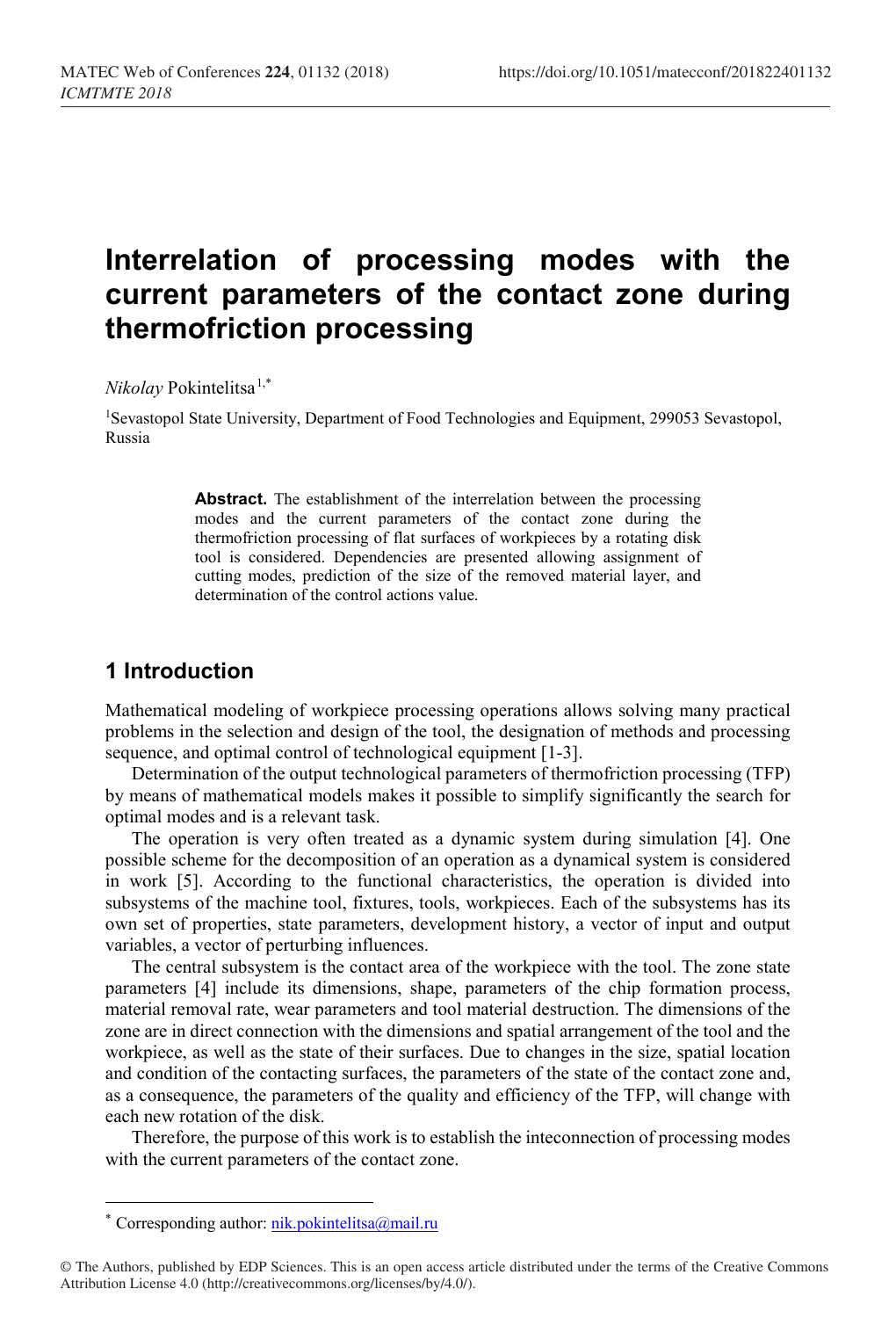# Interrelation of processing modes with the current parameters of the contact zone during thermofriction processing

*Nikolay* Pokintelitsa[1,*]

[1]Sevastopol State University, Department of Food Technologies and Equipment, 299053 Sevastopol, Russia

**Abstract.** The establishment of the interrelation between the processing modes and the current parameters of the contact zone during the thermofriction processing of flat surfaces of workpieces by a rotating disk tool is considered. Dependencies are presented allowing assignment of cutting modes, prediction of the size of the removed material layer, and determination of the control actions value.

## 1 Introduction

Mathematical modeling of workpiece processing operations allows solving many practical problems in the selection and design of the tool, the designation of methods and processing sequence, and optimal control of technological equipment [1-3].

Determination of the output technological parameters of thermofriction processing (TFP) by means of mathematical models makes it possible to simplify significantly the search for optimal modes and is a relevant task.

The operation is very often treated as a dynamic system during simulation [4]. One possible scheme for the decomposition of an operation as a dynamical system is considered in work [5]. According to the functional characteristics, the operation is divided into subsystems of the machine tool, fixtures, tools, workpieces. Each of the subsystems has its own set of properties, state parameters, development history, a vector of input and output variables, a vector of perturbing influences.

The central subsystem is the contact area of the workpiece with the tool. The zone state parameters [4] include its dimensions, shape, parameters of the chip formation process, material removal rate, wear parameters and tool material destruction. The dimensions of the zone are in direct connection with the dimensions and spatial arrangement of the tool and the workpiece, as well as the state of their surfaces. Due to changes in the size, spatial location and condition of the contacting surfaces, the parameters of the state of the contact zone and, as a consequence, the parameters of the quality and efficiency of the TFP, will change with each new rotation of the disk.

Therefore, the purpose of this work is to establish the inteconnection of processing modes with the current parameters of the contact zone.

---

[*] Corresponding author: nik.pokintelitsa@mail.ru

© The Authors, published by EDP Sciences. This is an open access article distributed under the terms of the Creative Commons Attribution License 4.0 (http://creativecommons.org/licenses/by/4.0/).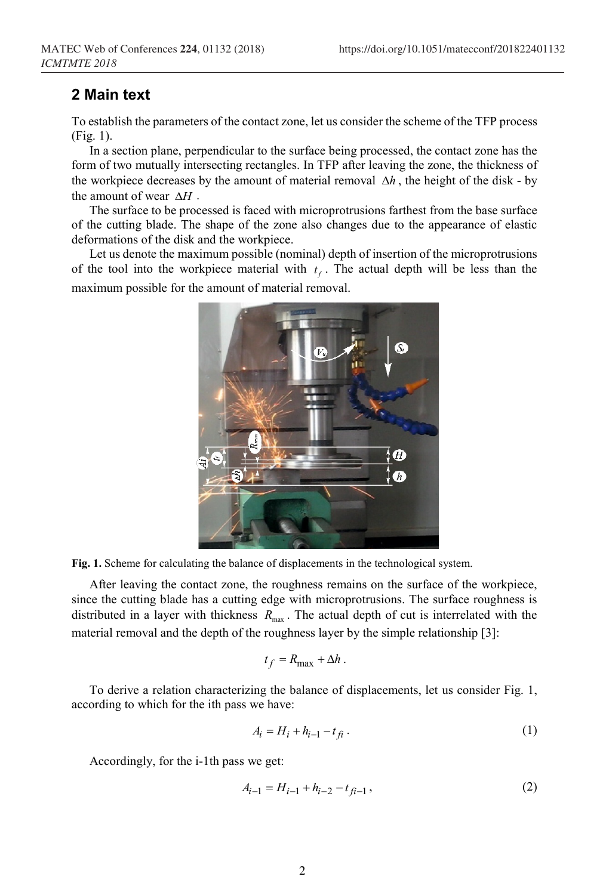## 2 Main text

To establish the parameters of the contact zone, let us consider the scheme of the TFP process (Fig. 1).

In a section plane, perpendicular to the surface being processed, the contact zone has the form of two mutually intersecting rectangles. In TFP after leaving the zone, the thickness of the workpiece decreases by the amount of material removal $\Delta h$, the height of the disk - by the amount of wear $\Delta H$.

The surface to be processed is faced with microprotrusions farthest from the base surface of the cutting blade. The shape of the zone also changes due to the appearance of elastic deformations of the disk and the workpiece.

Let us denote the maximum possible (nominal) depth of insertion of the microprotrusions of the tool into the workpiece material with $t_f$. The actual depth will be less than the maximum possible for the amount of material removal.

**Fig. 1.** Scheme for calculating the balance of displacements in the technological system.

After leaving the contact zone, the roughness remains on the surface of the workpiece, since the cutting blade has a cutting edge with microprotrusions. The surface roughness is distributed in a layer with thickness $R_{\max}$. The actual depth of cut is interrelated with the material removal and the depth of the roughness layer by the simple relationship [3]:

$$t_f = R_{\max} + \Delta h .$$

To derive a relation characterizing the balance of displacements, let us consider Fig. 1, according to which for the ith pass we have:

$$A_i = H_i + h_{i-1} - t_{fi} . \tag{1}$$

Accordingly, for the i-1th pass we get:

$$A_{i-1} = H_{i-1} + h_{i-2} - t_{fi-1} , \tag{2}$$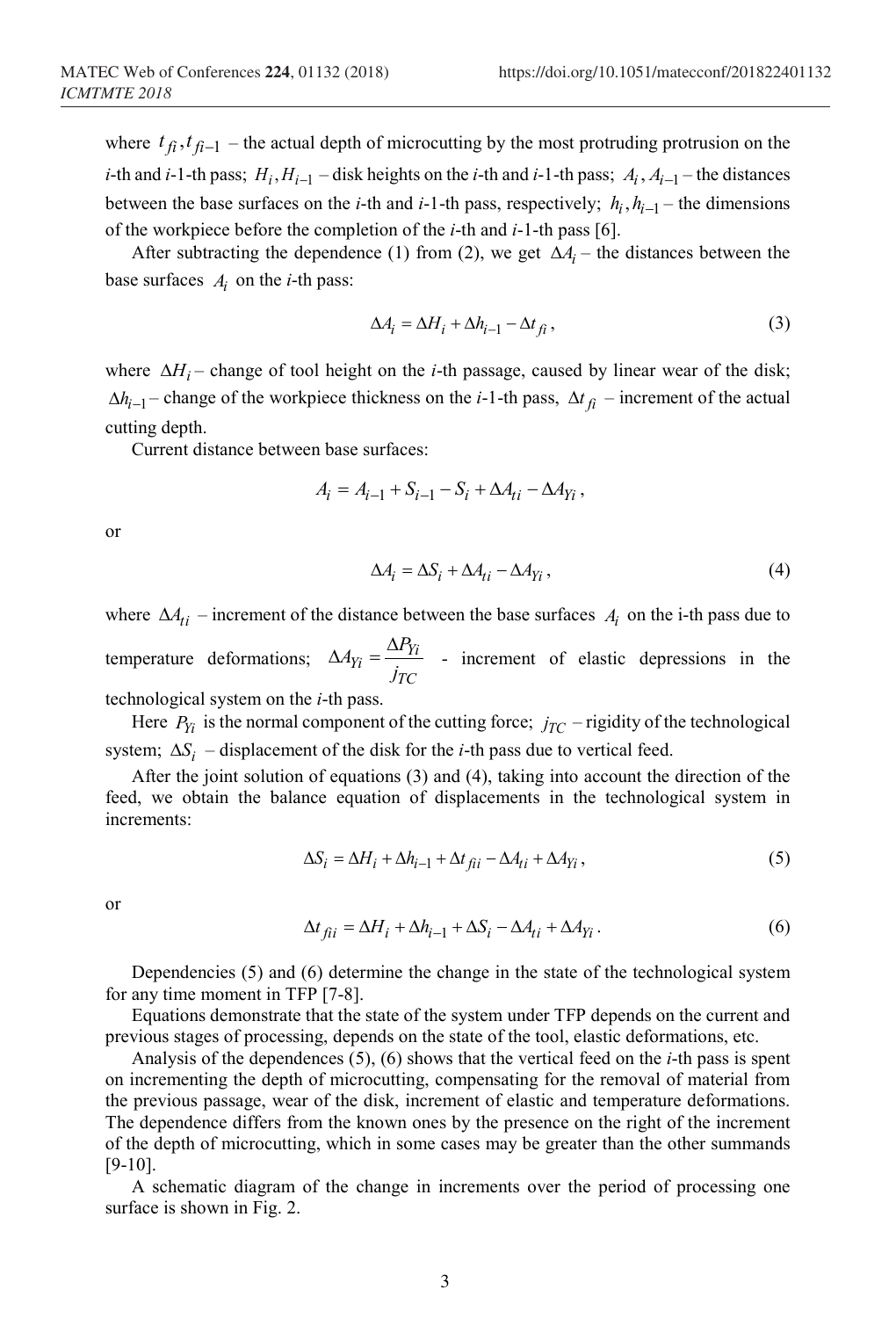where $t_{fi}, t_{fi-1}$ – the actual depth of microcutting by the most protruding protrusion on the *i*-th and *i*-1-th pass; $H_i, H_{i-1}$ – disk heights on the *i*-th and *i*-1-th pass; $A_i, A_{i-1}$ – the distances between the base surfaces on the *i*-th and *i*-1-th pass, respectively; $h_i, h_{i-1}$ – the dimensions of the workpiece before the completion of the *i*-th and *i*-1-th pass [6].

After subtracting the dependence (1) from (2), we get $\Delta A_i$ – the distances between the base surfaces $A_i$ on the *i*-th pass:

$$\Delta A_i = \Delta H_i + \Delta h_{i-1} - \Delta t_{fi}, \tag{3}$$

where $\Delta H_i$ – change of tool height on the *i*-th passage, caused by linear wear of the disk; $\Delta h_{i-1}$ – change of the workpiece thickness on the *i*-1-th pass, $\Delta t_{fi}$ – increment of the actual cutting depth.

Current distance between base surfaces:

$$A_i = A_{i-1} + S_{i-1} - S_i + \Delta A_{ti} - \Delta A_{Yi},$$

or

$$\Delta A_i = \Delta S_i + \Delta A_{ti} - \Delta A_{Yi}, \tag{4}$$

where $\Delta A_{ti}$ – increment of the distance between the base surfaces $A_i$ on the i-th pass due to temperature deformations; $\Delta A_{Yi} = \dfrac{\Delta P_{Yi}}{j_{TC}}$ - increment of elastic depressions in the technological system on the *i*-th pass.

Here $P_{Yi}$ is the normal component of the cutting force; $j_{TC}$ – rigidity of the technological system; $\Delta S_i$ – displacement of the disk for the *i*-th pass due to vertical feed.

After the joint solution of equations (3) and (4), taking into account the direction of the feed, we obtain the balance equation of displacements in the technological system in increments:

$$\Delta S_i = \Delta H_i + \Delta h_{i-1} + \Delta t_{fii} - \Delta A_{ti} + \Delta A_{Yi}, \tag{5}$$

or

$$\Delta t_{fii} = \Delta H_i + \Delta h_{i-1} + \Delta S_i - \Delta A_{ti} + \Delta A_{Yi}. \tag{6}$$

Dependencies (5) and (6) determine the change in the state of the technological system for any time moment in TFP [7-8].

Equations demonstrate that the state of the system under TFP depends on the current and previous stages of processing, depends on the state of the tool, elastic deformations, etc.

Analysis of the dependences (5), (6) shows that the vertical feed on the *i*-th pass is spent on incrementing the depth of microcutting, compensating for the removal of material from the previous passage, wear of the disk, increment of elastic and temperature deformations. The dependence differs from the known ones by the presence on the right of the increment of the depth of microcutting, which in some cases may be greater than the other summands [9-10].

A schematic diagram of the change in increments over the period of processing one surface is shown in Fig. 2.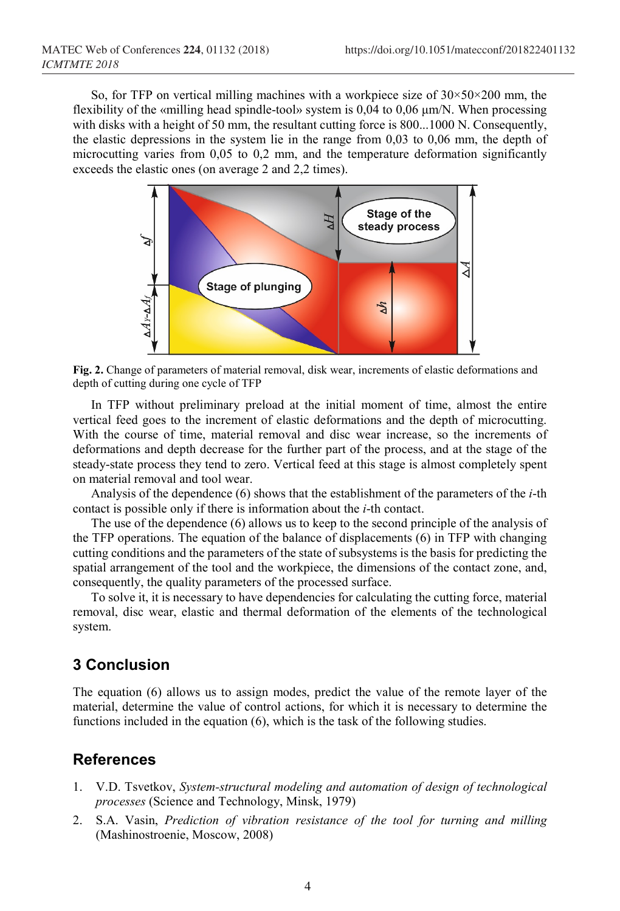So, for TFP on vertical milling machines with a workpiece size of 30×50×200 mm, the flexibility of the «milling head spindle-tool» system is 0,04 to 0,06 μm/N. When processing with disks with a height of 50 mm, the resultant cutting force is 800...1000 N. Consequently, the elastic depressions in the system lie in the range from 0,03 to 0,06 mm, the depth of microcutting varies from 0,05 to 0,2 mm, and the temperature deformation significantly exceeds the elastic ones (on average 2 and 2,2 times).

**Fig. 2.** Change of parameters of material removal, disk wear, increments of elastic deformations and depth of cutting during one cycle of TFP

In TFP without preliminary preload at the initial moment of time, almost the entire vertical feed goes to the increment of elastic deformations and the depth of microcutting. With the course of time, material removal and disc wear increase, so the increments of deformations and depth decrease for the further part of the process, and at the stage of the steady-state process they tend to zero. Vertical feed at this stage is almost completely spent on material removal and tool wear.

Analysis of the dependence (6) shows that the establishment of the parameters of the *i*-th contact is possible only if there is information about the *i*-th contact.

The use of the dependence (6) allows us to keep to the second principle of the analysis of the TFP operations. The equation of the balance of displacements (6) in TFP with changing cutting conditions and the parameters of the state of subsystems is the basis for predicting the spatial arrangement of the tool and the workpiece, the dimensions of the contact zone, and, consequently, the quality parameters of the processed surface.

To solve it, it is necessary to have dependencies for calculating the cutting force, material removal, disc wear, elastic and thermal deformation of the elements of the technological system.

## 3 Conclusion

The equation (6) allows us to assign modes, predict the value of the remote layer of the material, determine the value of control actions, for which it is necessary to determine the functions included in the equation (6), which is the task of the following studies.

## References

1. V.D. Tsvetkov, *System-structural modeling and automation of design of technological processes* (Science and Technology, Minsk, 1979)
2. S.A. Vasin, *Prediction of vibration resistance of the tool for turning and milling* (Mashinostroenie, Moscow, 2008)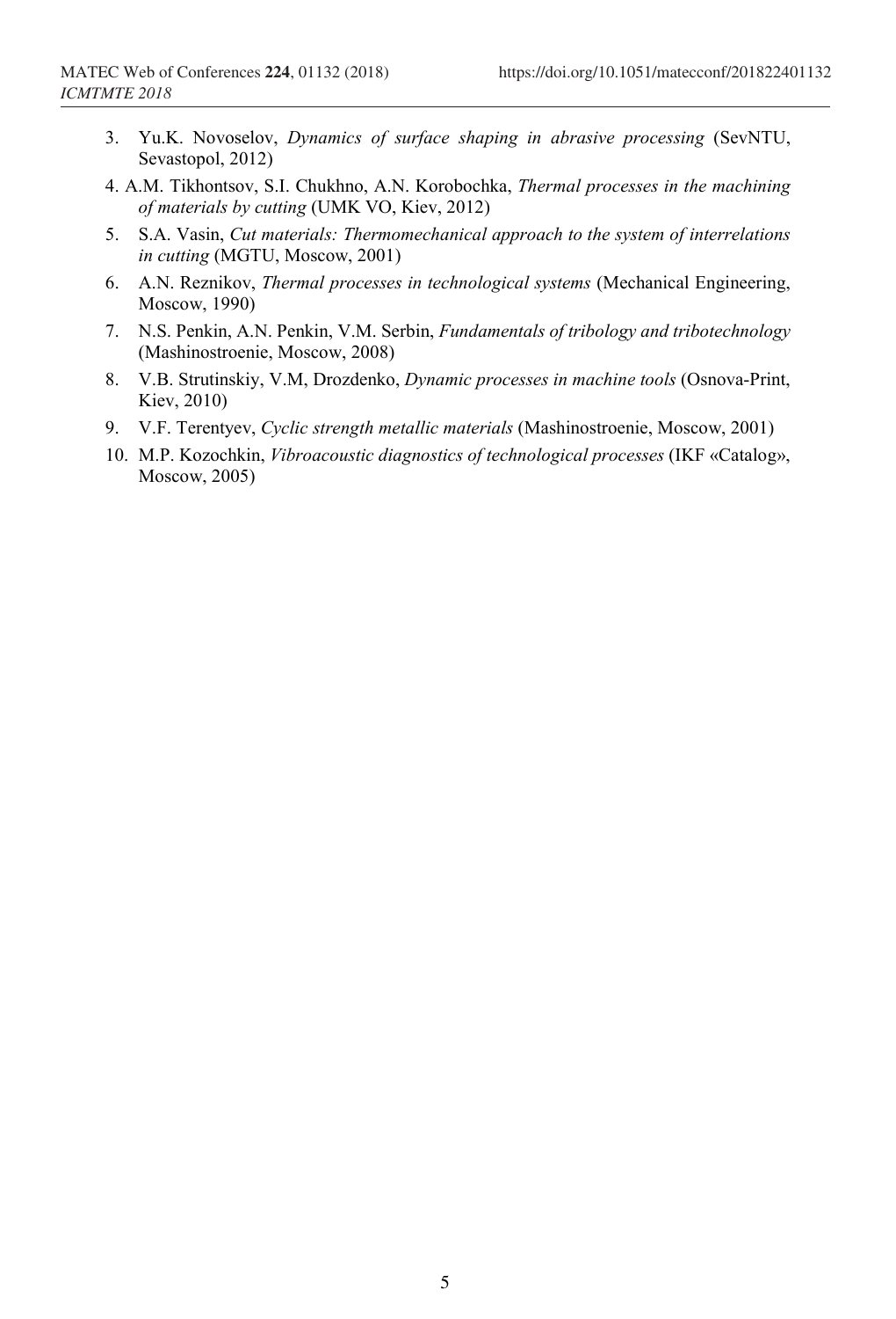3. Yu.K. Novoselov, *Dynamics of surface shaping in abrasive processing* (SevNTU, Sevastopol, 2012)
4. A.M. Tikhontsov, S.I. Chukhno, A.N. Korobochka, *Thermal processes in the machining of materials by cutting* (UMK VO, Kiev, 2012)
5. S.A. Vasin, *Cut materials: Thermomechanical approach to the system of interrelations in cutting* (MGTU, Moscow, 2001)
6. A.N. Reznikov, *Thermal processes in technological systems* (Mechanical Engineering, Moscow, 1990)
7. N.S. Penkin, A.N. Penkin, V.M. Serbin, *Fundamentals of tribology and tribotechnology* (Mashinostroenie, Moscow, 2008)
8. V.B. Strutinskiy, V.M, Drozdenko, *Dynamic processes in machine tools* (Osnova-Print, Kiev, 2010)
9. V.F. Terentyev, *Cyclic strength metallic materials* (Mashinostroenie, Moscow, 2001)
10. M.P. Kozochkin, *Vibroacoustic diagnostics of technological processes* (IKF «Catalog», Moscow, 2005)